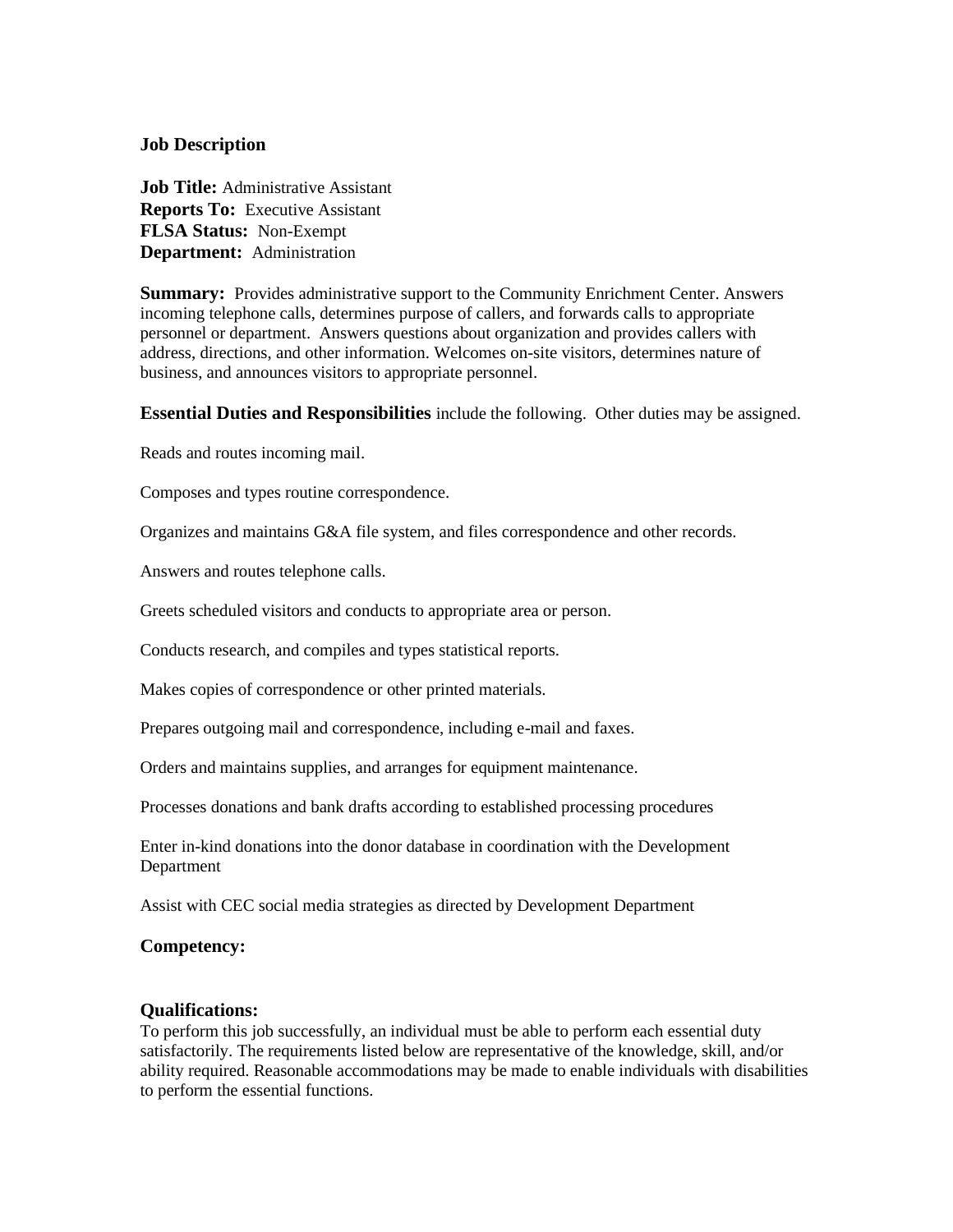### Job Description

**Job Title:** Administrative Assistant
**Reports To:** Executive Assistant
**FLSA Status:** Non-Exempt
**Department:** Administration

**Summary:** Provides administrative support to the Community Enrichment Center. Answers incoming telephone calls, determines purpose of callers, and forwards calls to appropriate personnel or department. Answers questions about organization and provides callers with address, directions, and other information. Welcomes on-site visitors, determines nature of business, and announces visitors to appropriate personnel.

**Essential Duties and Responsibilities** include the following. Other duties may be assigned.

Reads and routes incoming mail.

Composes and types routine correspondence.

Organizes and maintains G&A file system, and files correspondence and other records.

Answers and routes telephone calls.

Greets scheduled visitors and conducts to appropriate area or person.

Conducts research, and compiles and types statistical reports.

Makes copies of correspondence or other printed materials.

Prepares outgoing mail and correspondence, including e-mail and faxes.

Orders and maintains supplies, and arranges for equipment maintenance.

Processes donations and bank drafts according to established processing procedures

Enter in-kind donations into the donor database in coordination with the Development Department

Assist with CEC social media strategies as directed by Development Department

### Competency:

### Qualifications:

To perform this job successfully, an individual must be able to perform each essential duty satisfactorily. The requirements listed below are representative of the knowledge, skill, and/or ability required. Reasonable accommodations may be made to enable individuals with disabilities to perform the essential functions.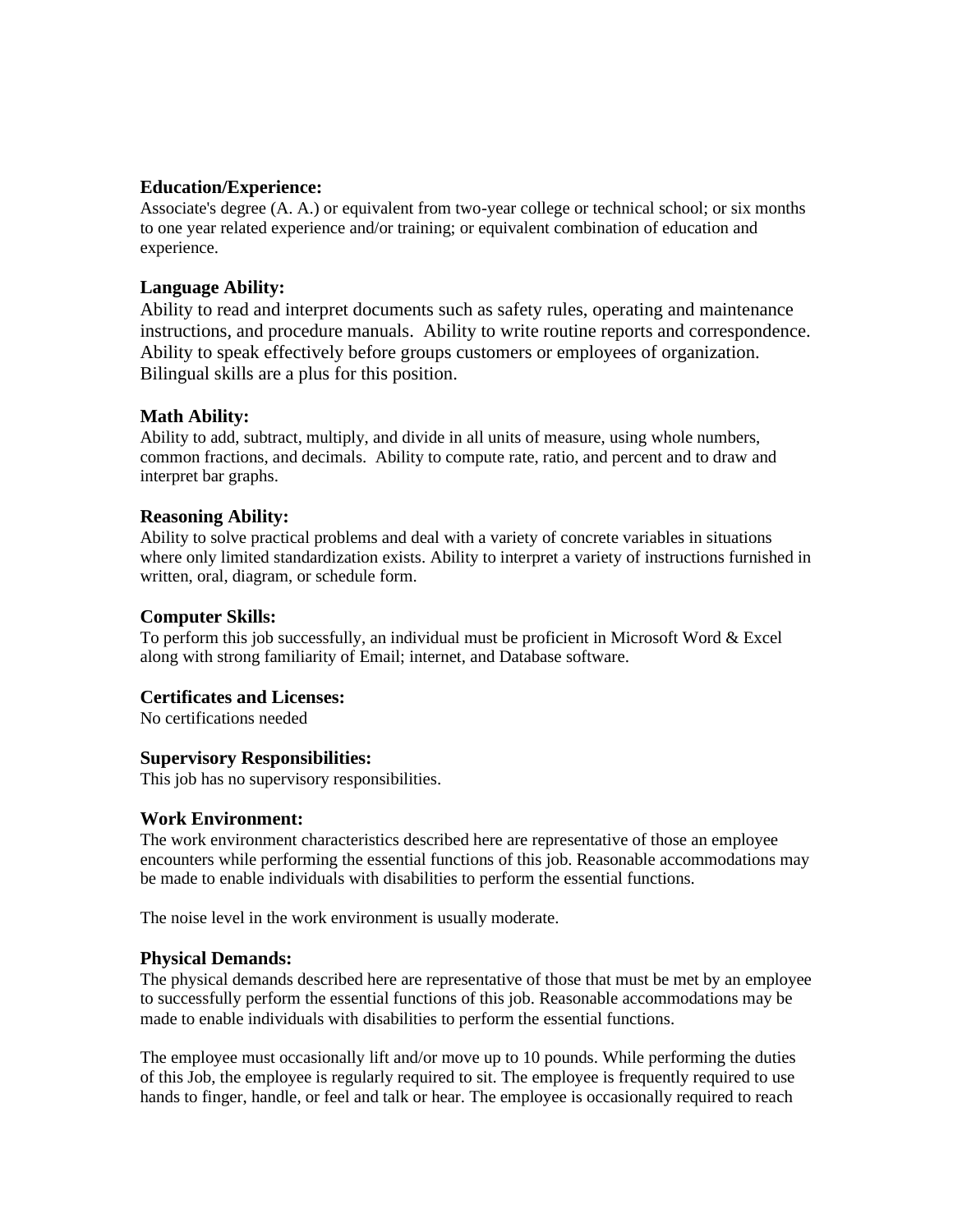### Education/Experience:

Associate's degree (A. A.) or equivalent from two-year college or technical school; or six months to one year related experience and/or training; or equivalent combination of education and experience.

### Language Ability:

Ability to read and interpret documents such as safety rules, operating and maintenance instructions, and procedure manuals. Ability to write routine reports and correspondence. Ability to speak effectively before groups customers or employees of organization. Bilingual skills are a plus for this position.

### Math Ability:

Ability to add, subtract, multiply, and divide in all units of measure, using whole numbers, common fractions, and decimals. Ability to compute rate, ratio, and percent and to draw and interpret bar graphs.

### Reasoning Ability:

Ability to solve practical problems and deal with a variety of concrete variables in situations where only limited standardization exists. Ability to interpret a variety of instructions furnished in written, oral, diagram, or schedule form.

### Computer Skills:

To perform this job successfully, an individual must be proficient in Microsoft Word & Excel along with strong familiarity of Email; internet, and Database software.

### Certificates and Licenses:

No certifications needed

### Supervisory Responsibilities:

This job has no supervisory responsibilities.

### Work Environment:

The work environment characteristics described here are representative of those an employee encounters while performing the essential functions of this job. Reasonable accommodations may be made to enable individuals with disabilities to perform the essential functions.

The noise level in the work environment is usually moderate.

### Physical Demands:

The physical demands described here are representative of those that must be met by an employee to successfully perform the essential functions of this job. Reasonable accommodations may be made to enable individuals with disabilities to perform the essential functions.

The employee must occasionally lift and/or move up to 10 pounds. While performing the duties of this Job, the employee is regularly required to sit. The employee is frequently required to use hands to finger, handle, or feel and talk or hear. The employee is occasionally required to reach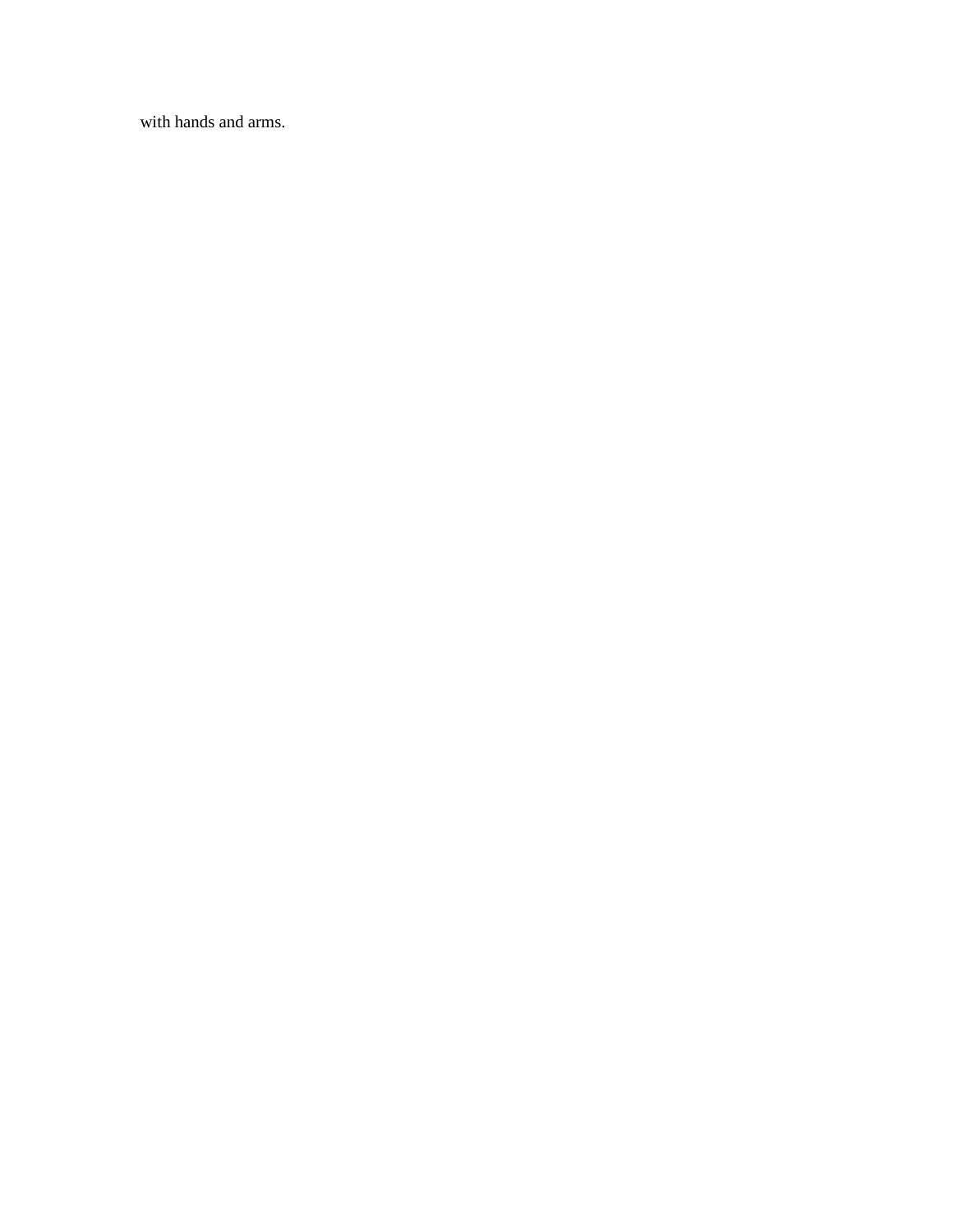with hands and arms.